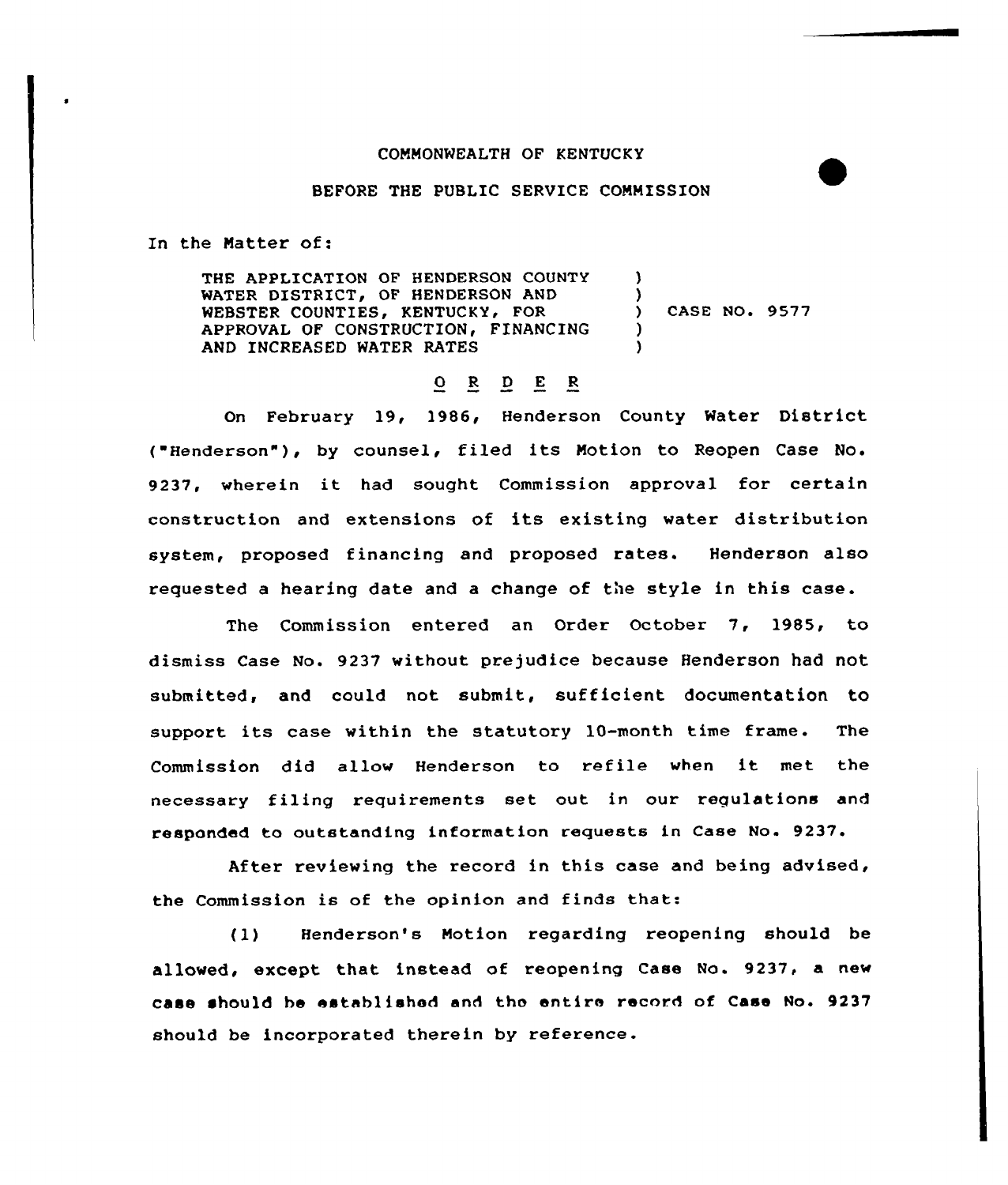COMMONWEALTH OF KENTUCKY

BEFORE THE PUBLIC SERVICE COMMISSION

In the Matter of:

THE APPLICATION OF HENDERSON COUNTY WATER DISTRICT, OF HENDERSON AND WEBSTER COUNTIES, KENTUCKY, FOR APPROVAL OF CONSTRUCTION, FINANCING AND INCREASED WATER RATES ) CASE NO. 9577

O R D E R

On February 19, 1986, Henderson County Water District ("Henderson"), by counsel, filed its Motion to Reopen Case No. 9237, wherein it had sought Commission approval for certain construction and extensions of its existing water distribution system, proposed financing and proposed rates. Henderson also requested a hearing date and a change of the style in this case.

The Commission entered an Order October 7, 1985, to dismiss Case No. 9237 without prejudice because Henderson had not submitted, and could not submit, sufficient documentation to support its case within the statutory 10-month time frame. The Commission did allow Henderson to refile when it met the necessary filing requirements set out in our regulations and responded to outstanding information requests in Case No. 9237.

After reviewing the record in this case and being advised, the Commission is of the opinion and finds that:

(1) Henderson's Motion regarding reopening should be allowed, except that instead of reopening Case No. 9237, a new case should be established and the entire record of Case No. 9237 should be incorporated therein by reference.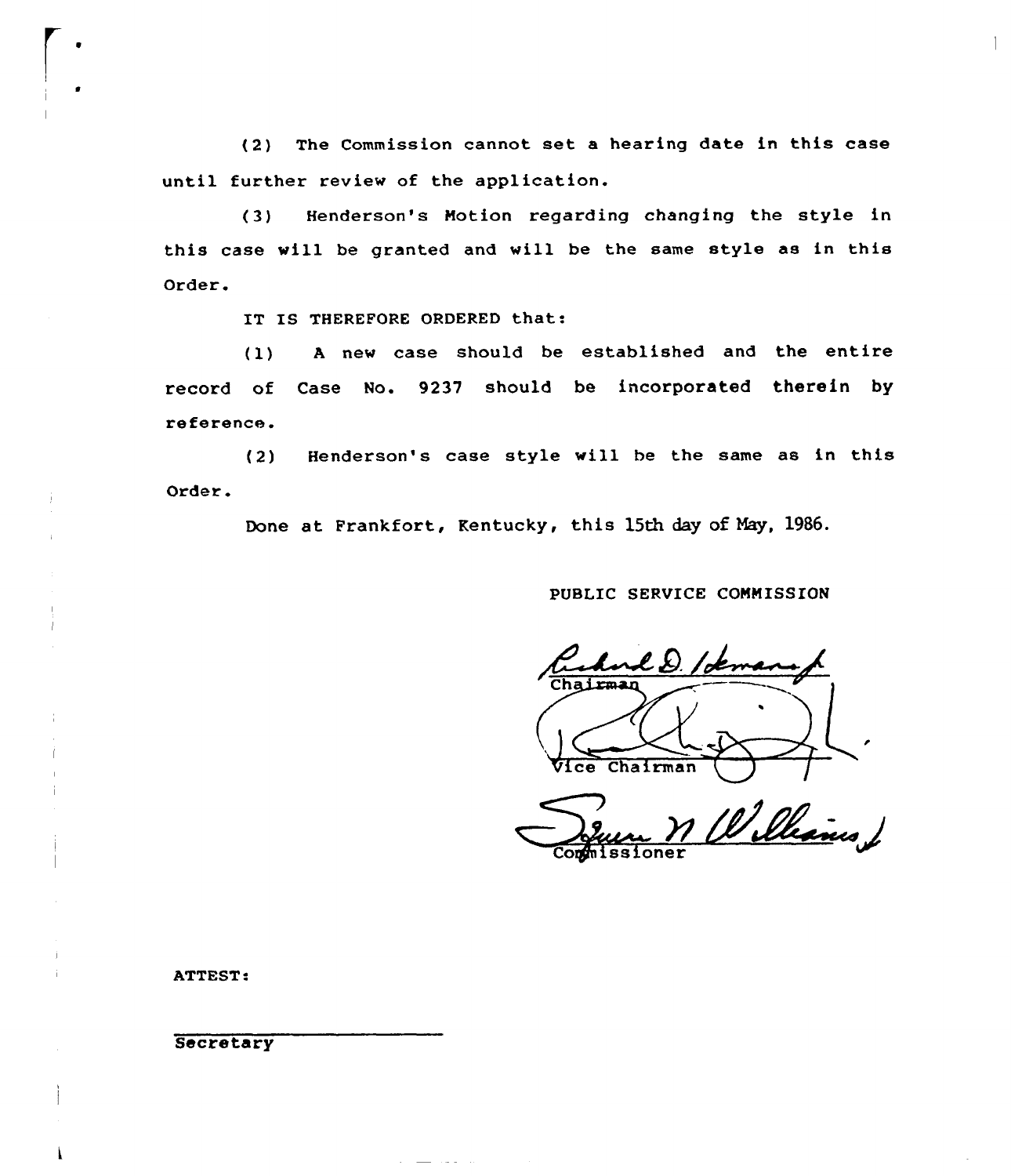(2) The Commission cannot set a hearing date in this case until further review of the application.

(3) Henderson's Motion regarding changing the style in this case will be granted and will be the same style as in this Order.

IT IS THEREFORE ORDERED that:

(1) A new case should be established and the entire record of Case No. 9237 should be incorporated therein by reference.

(2) Henderson's case style will be the same as in this Order.

Done at Frankfort, Kentucky, this 15th day of May, 1986.

PUBLIC SERVICE COMMISSION

Chairman

Vice Chairman

Commissioner

ATTEST:

Secretary